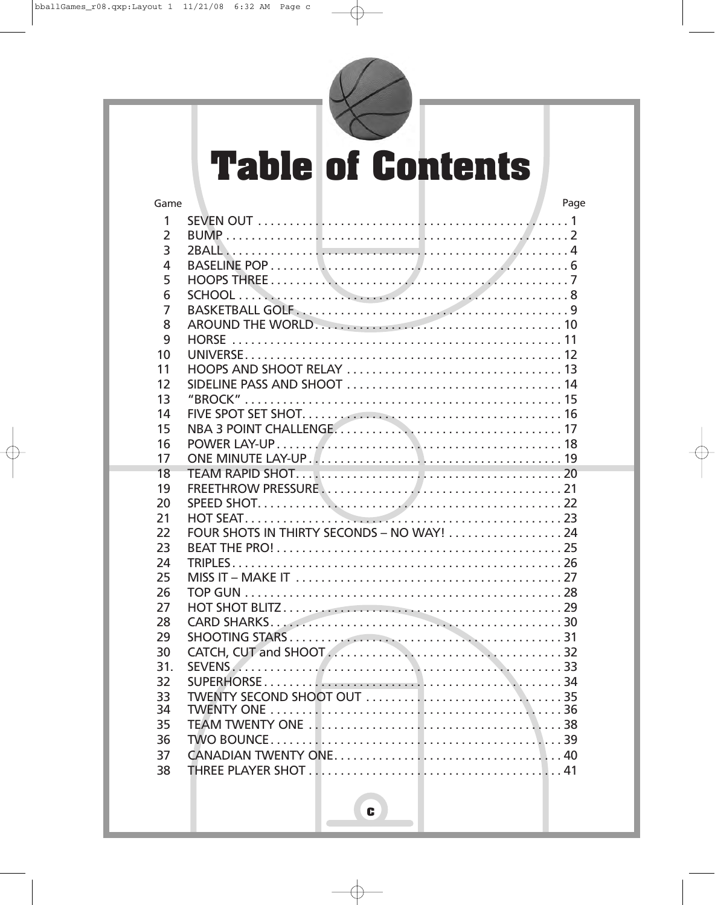# Table of Contents

| Game | | Page |
|---|---|---|
| 1 | SEVEN OUT | 1 |
| 2 | BUMP | 2 |
| 3 | 2BALL | 4 |
| 4 | BASELINE POP | 6 |
| 5 | HOOPS THREE | 7 |
| 6 | SCHOOL | 8 |
| 7 | BASKETBALL GOLF | 9 |
| 8 | AROUND THE WORLD | 10 |
| 9 | HORSE | 11 |
| 10 | UNIVERSE | 12 |
| 11 | HOOPS AND SHOOT RELAY | 13 |
| 12 | SIDELINE PASS AND SHOOT | 14 |
| 13 | "BROCK" | 15 |
| 14 | FIVE SPOT SET SHOT | 16 |
| 15 | NBA 3 POINT CHALLENGE | 17 |
| 16 | POWER LAY-UP | 18 |
| 17 | ONE MINUTE LAY-UP | 19 |
| 18 | TEAM RAPID SHOT | 20 |
| 19 | FREETHROW PRESSURE | 21 |
| 20 | SPEED SHOT | 22 |
| 21 | HOT SEAT | 23 |
| 22 | FOUR SHOTS IN THIRTY SECONDS – NO WAY! | 24 |
| 23 | BEAT THE PRO! | 25 |
| 24 | TRIPLES | 26 |
| 25 | MISS IT – MAKE IT | 27 |
| 26 | TOP GUN | 28 |
| 27 | HOT SHOT BLITZ | 29 |
| 28 | CARD SHARKS | 30 |
| 29 | SHOOTING STARS | 31 |
| 30 | CATCH, CUT and SHOOT | 32 |
| 31. | SEVENS | 33 |
| 32 | SUPERHORSE | 34 |
| 33 | TWENTY SECOND SHOOT OUT | 35 |
| 34 | TWENTY ONE | 36 |
| 35 | TEAM TWENTY ONE | 38 |
| 36 | TWO BOUNCE | 39 |
| 37 | CANADIAN TWENTY ONE | 40 |
| 38 | THREE PLAYER SHOT | 41 |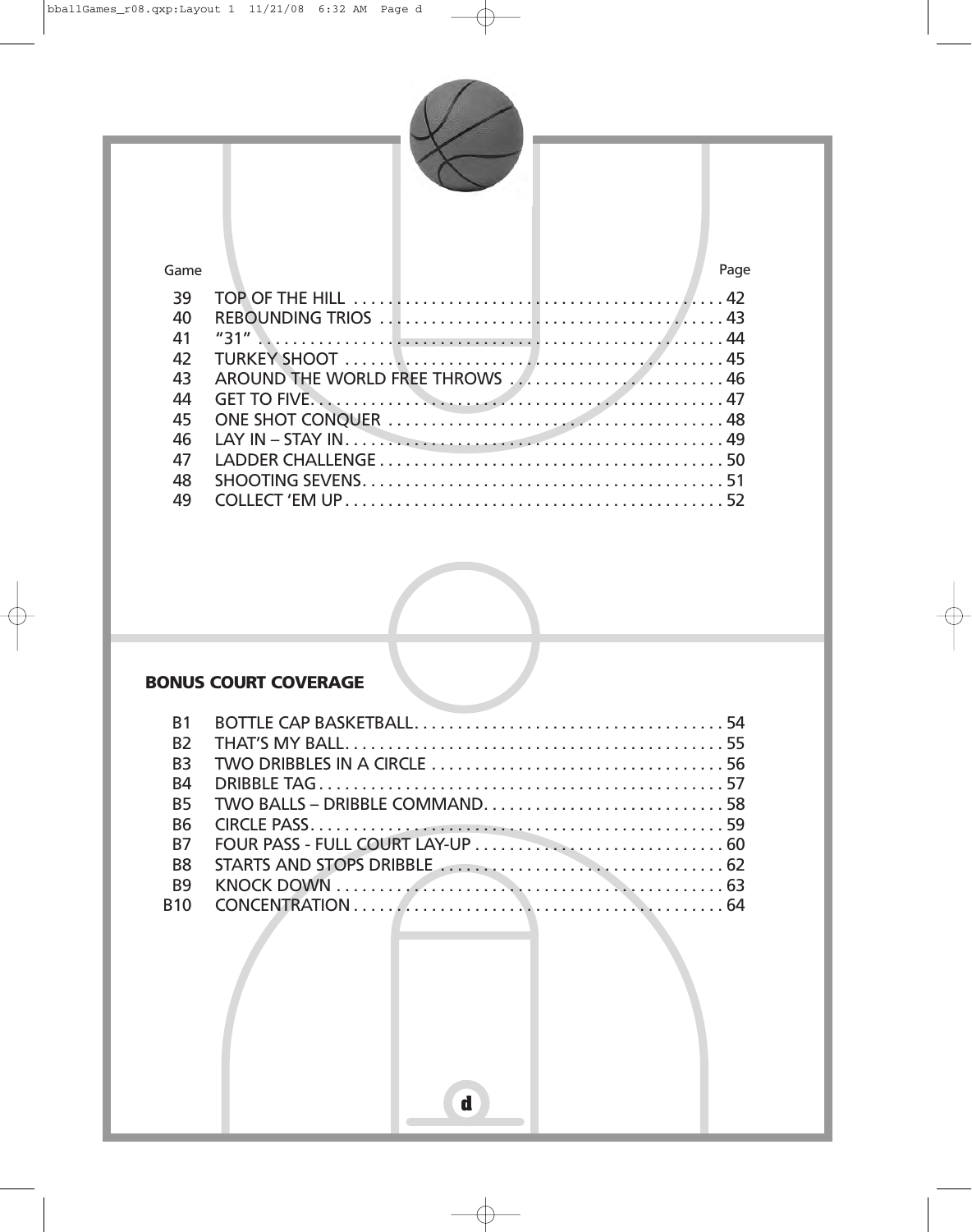| Game | | Page |
|---|---|---|
| 39 | TOP OF THE HILL | 42 |
| 40 | REBOUNDING TRIOS | 43 |
| 41 | "31" | 44 |
| 42 | TURKEY SHOOT | 45 |
| 43 | AROUND THE WORLD FREE THROWS | 46 |
| 44 | GET TO FIVE | 47 |
| 45 | ONE SHOT CONQUER | 48 |
| 46 | LAY IN – STAY IN | 49 |
| 47 | LADDER CHALLENGE | 50 |
| 48 | SHOOTING SEVENS | 51 |
| 49 | COLLECT 'EM UP | 52 |

**BONUS COURT COVERAGE**

| | | |
|---|---|---|
| B1 | BOTTLE CAP BASKETBALL | 54 |
| B2 | THAT'S MY BALL | 55 |
| B3 | TWO DRIBBLES IN A CIRCLE | 56 |
| B4 | DRIBBLE TAG | 57 |
| B5 | TWO BALLS – DRIBBLE COMMAND | 58 |
| B6 | CIRCLE PASS | 59 |
| B7 | FOUR PASS - FULL COURT LAY-UP | 60 |
| B8 | STARTS AND STOPS DRIBBLE | 62 |
| B9 | KNOCK DOWN | 63 |
| B10 | CONCENTRATION | 64 |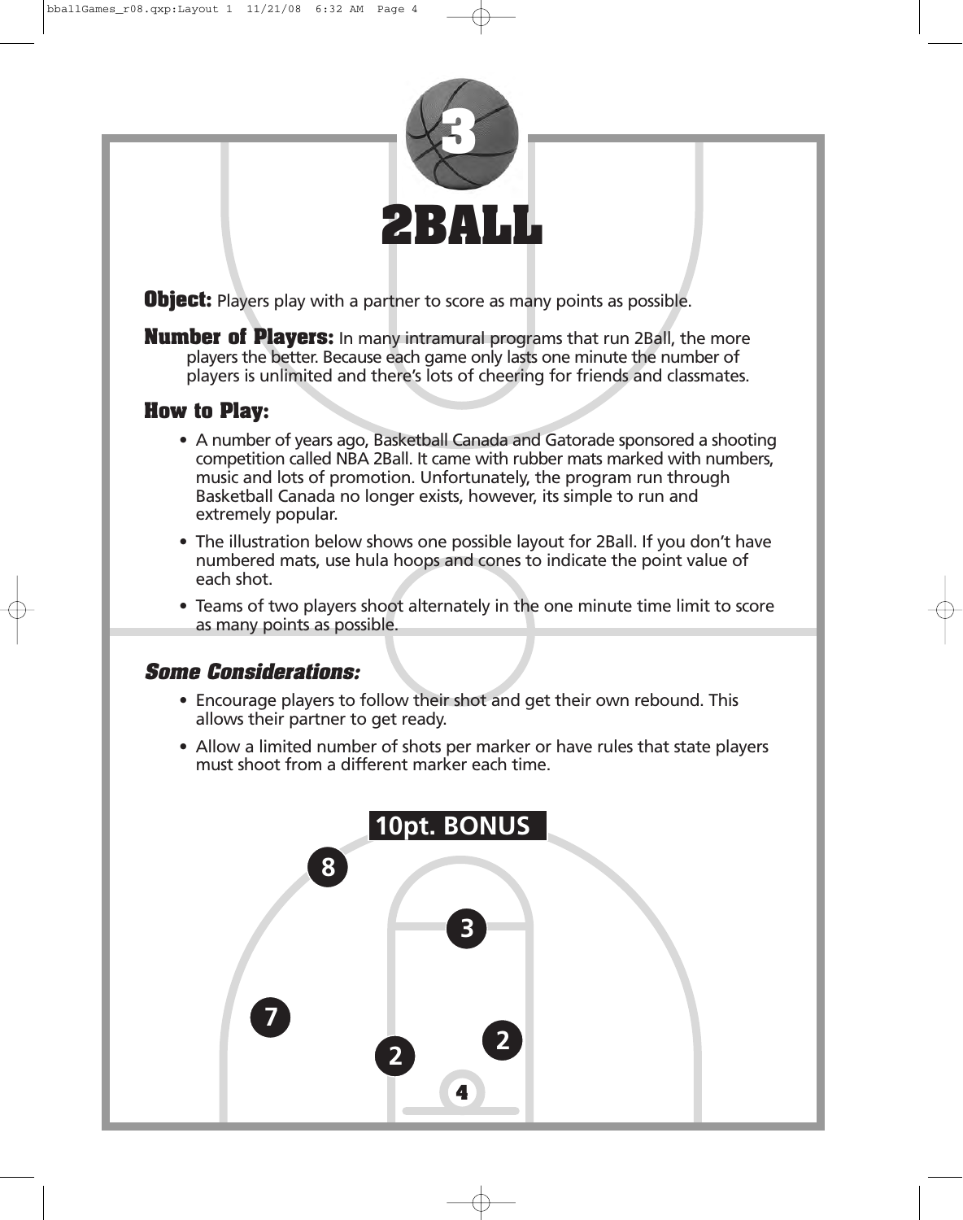# 3

# 2BALL

**Object:** Players play with a partner to score as many points as possible.

**Number of Players:** In many intramural programs that run 2Ball, the more players the better. Because each game only lasts one minute the number of players is unlimited and there's lots of cheering for friends and classmates.

## How to Play:

- A number of years ago, Basketball Canada and Gatorade sponsored a shooting competition called NBA 2Ball. It came with rubber mats marked with numbers, music and lots of promotion. Unfortunately, the program run through Basketball Canada no longer exists, however, its simple to run and extremely popular.
- The illustration below shows one possible layout for 2Ball. If you don't have numbered mats, use hula hoops and cones to indicate the point value of each shot.
- Teams of two players shoot alternately in the one minute time limit to score as many points as possible.

### *Some Considerations:*

- Encourage players to follow their shot and get their own rebound. This allows their partner to get ready.
- Allow a limited number of shots per marker or have rules that state players must shoot from a different marker each time.

10pt. BONUS

8

3

7

2

2

4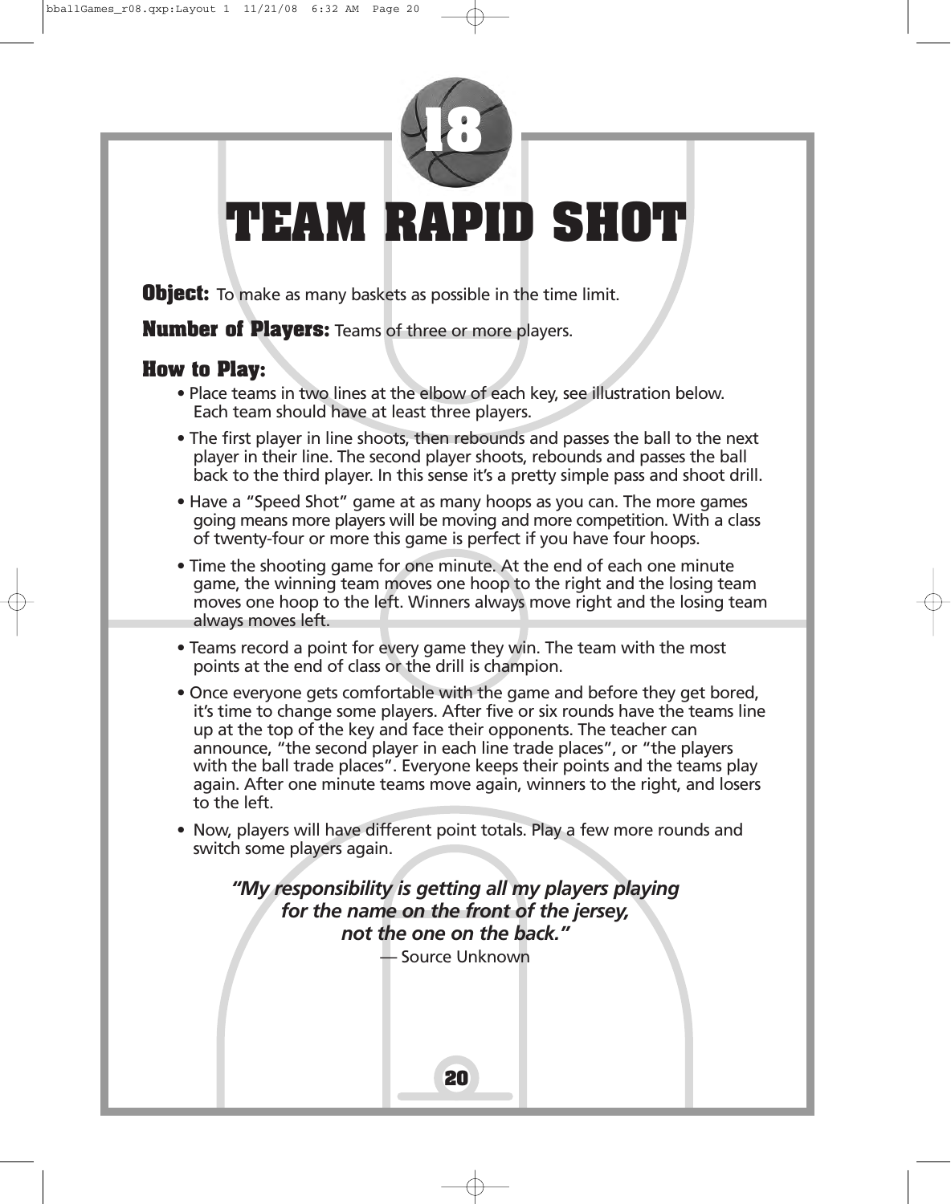# 18

# TEAM RAPID SHOT

**Object:** To make as many baskets as possible in the time limit.

**Number of Players:** Teams of three or more players.

### How to Play:

- Place teams in two lines at the elbow of each key, see illustration below. Each team should have at least three players.
- The first player in line shoots, then rebounds and passes the ball to the next player in their line. The second player shoots, rebounds and passes the ball back to the third player. In this sense it's a pretty simple pass and shoot drill.
- Have a "Speed Shot" game at as many hoops as you can. The more games going means more players will be moving and more competition. With a class of twenty-four or more this game is perfect if you have four hoops.
- Time the shooting game for one minute. At the end of each one minute game, the winning team moves one hoop to the right and the losing team moves one hoop to the left. Winners always move right and the losing team always moves left.
- Teams record a point for every game they win. The team with the most points at the end of class or the drill is champion.
- Once everyone gets comfortable with the game and before they get bored, it's time to change some players. After five or six rounds have the teams line up at the top of the key and face their opponents. The teacher can announce, "the second player in each line trade places", or "the players with the ball trade places". Everyone keeps their points and the teams play again. After one minute teams move again, winners to the right, and losers to the left.
- Now, players will have different point totals. Play a few more rounds and switch some players again.

*"My responsibility is getting all my players playing for the name on the front of the jersey, not the one on the back."*

— Source Unknown